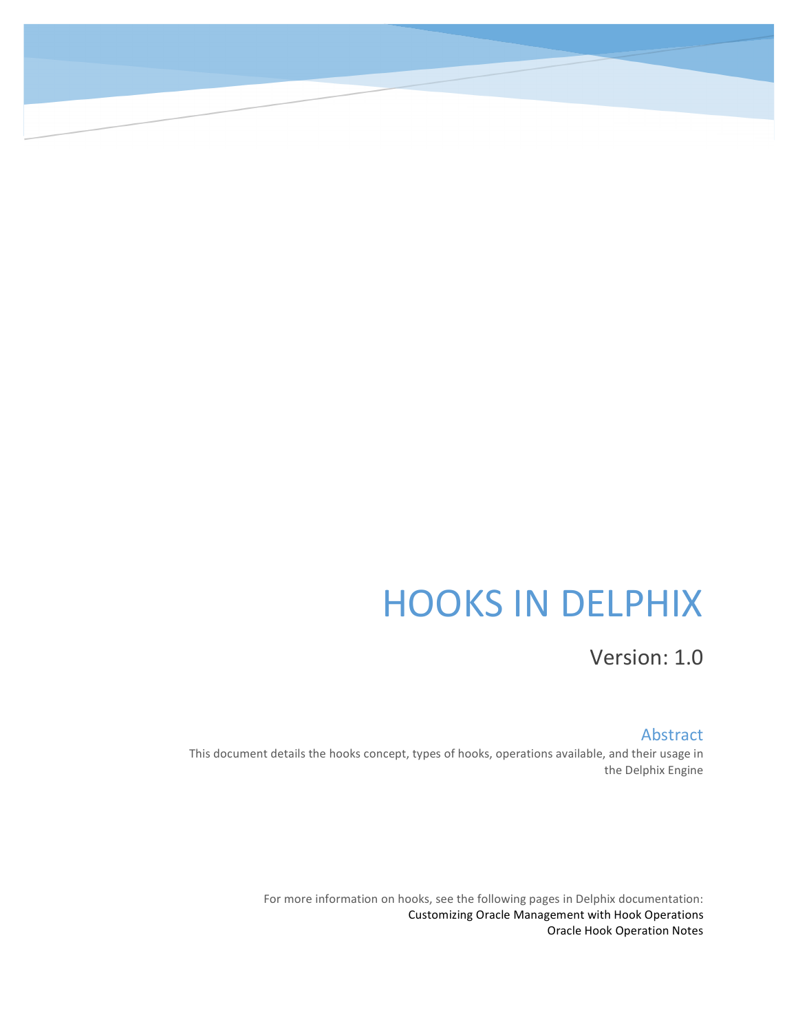# HOOKS IN DELPHIX

Version: 1.0

## Abstract

This document details the hooks concept, types of hooks, operations available, and their usage in the Delphix Engine

For more information on hooks, see the following pages in Delphix documentation:
Customizing Oracle Management with Hook Operations
Oracle Hook Operation Notes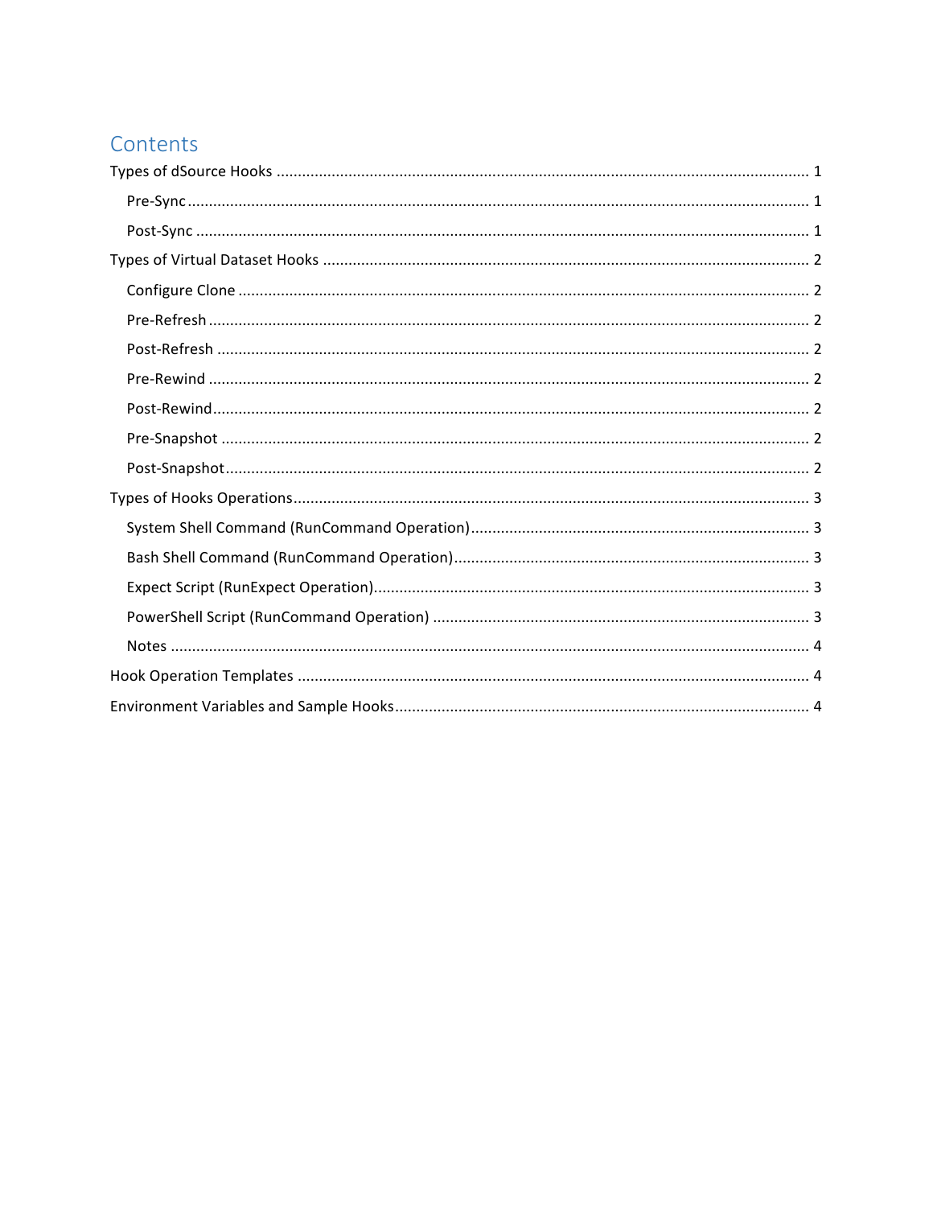# Contents

- Types of dSource Hooks ........................................ 1
  - Pre-Sync ........................................ 1
  - Post-Sync ........................................ 1
- Types of Virtual Dataset Hooks ........................................ 2
  - Configure Clone ........................................ 2
  - Pre-Refresh ........................................ 2
  - Post-Refresh ........................................ 2
  - Pre-Rewind ........................................ 2
  - Post-Rewind ........................................ 2
  - Pre-Snapshot ........................................ 2
  - Post-Snapshot ........................................ 2
- Types of Hooks Operations ........................................ 3
  - System Shell Command (RunCommand Operation) ........................................ 3
  - Bash Shell Command (RunCommand Operation) ........................................ 3
  - Expect Script (RunExpect Operation) ........................................ 3
  - PowerShell Script (RunCommand Operation) ........................................ 3
  - Notes ........................................ 4
- Hook Operation Templates ........................................ 4
- Environment Variables and Sample Hooks ........................................ 4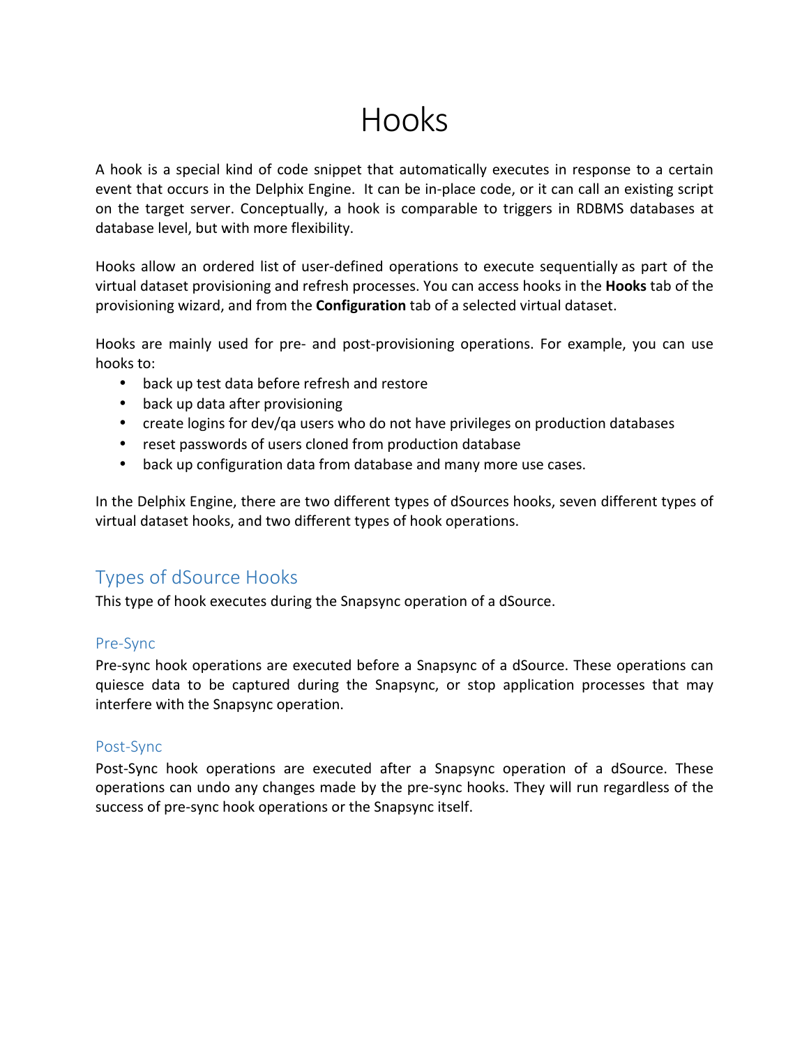# Hooks

A hook is a special kind of code snippet that automatically executes in response to a certain event that occurs in the Delphix Engine. It can be in-place code, or it can call an existing script on the target server. Conceptually, a hook is comparable to triggers in RDBMS databases at database level, but with more flexibility.

Hooks allow an ordered list of user-defined operations to execute sequentially as part of the virtual dataset provisioning and refresh processes. You can access hooks in the **Hooks** tab of the provisioning wizard, and from the **Configuration** tab of a selected virtual dataset.

Hooks are mainly used for pre- and post-provisioning operations. For example, you can use hooks to:

- back up test data before refresh and restore
- back up data after provisioning
- create logins for dev/qa users who do not have privileges on production databases
- reset passwords of users cloned from production database
- back up configuration data from database and many more use cases.

In the Delphix Engine, there are two different types of dSources hooks, seven different types of virtual dataset hooks, and two different types of hook operations.

## Types of dSource Hooks

This type of hook executes during the Snapsync operation of a dSource.

### Pre-Sync

Pre-sync hook operations are executed before a Snapsync of a dSource. These operations can quiesce data to be captured during the Snapsync, or stop application processes that may interfere with the Snapsync operation.

### Post-Sync

Post-Sync hook operations are executed after a Snapsync operation of a dSource. These operations can undo any changes made by the pre-sync hooks. They will run regardless of the success of pre-sync hook operations or the Snapsync itself.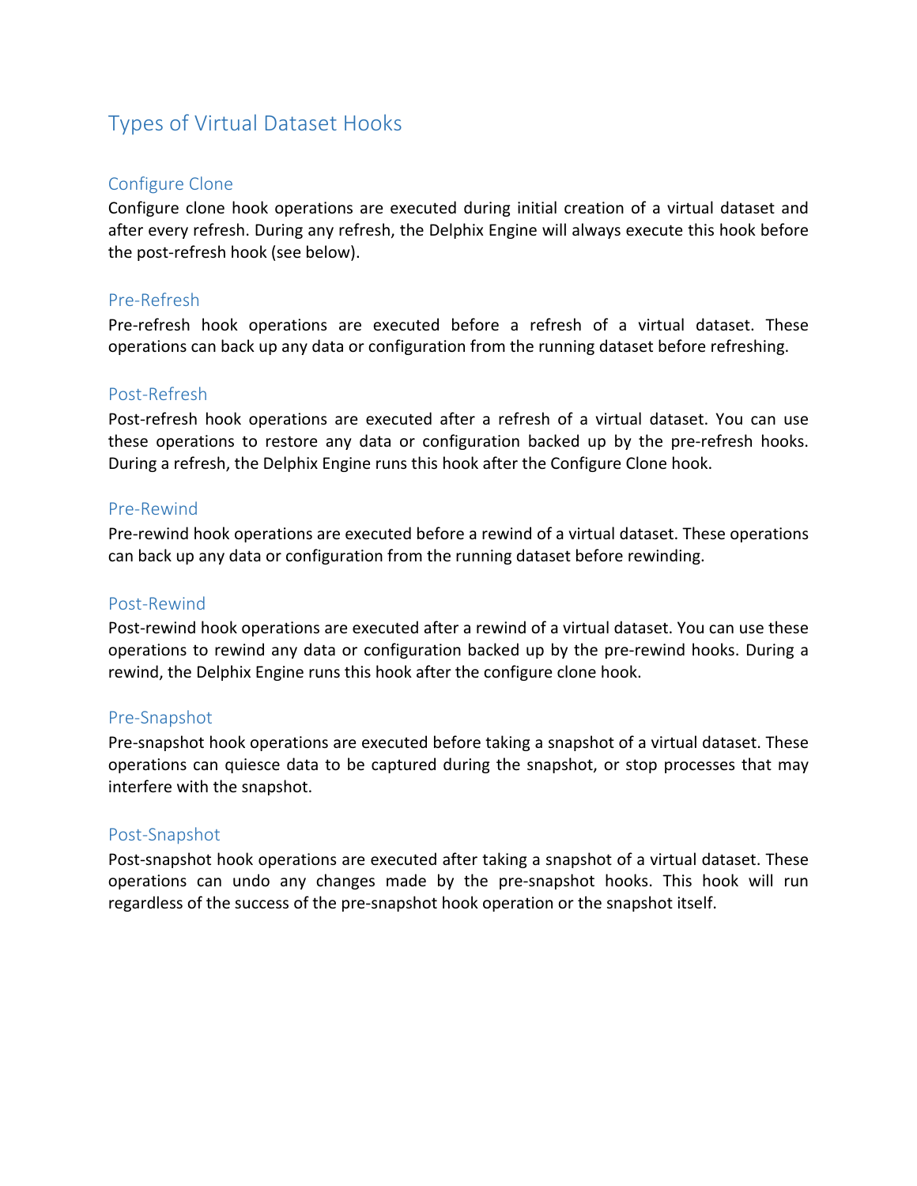# Types of Virtual Dataset Hooks

## Configure Clone

Configure clone hook operations are executed during initial creation of a virtual dataset and after every refresh. During any refresh, the Delphix Engine will always execute this hook before the post-refresh hook (see below).

## Pre-Refresh

Pre-refresh hook operations are executed before a refresh of a virtual dataset. These operations can back up any data or configuration from the running dataset before refreshing.

## Post-Refresh

Post-refresh hook operations are executed after a refresh of a virtual dataset. You can use these operations to restore any data or configuration backed up by the pre-refresh hooks. During a refresh, the Delphix Engine runs this hook after the Configure Clone hook.

## Pre-Rewind

Pre-rewind hook operations are executed before a rewind of a virtual dataset. These operations can back up any data or configuration from the running dataset before rewinding.

## Post-Rewind

Post-rewind hook operations are executed after a rewind of a virtual dataset. You can use these operations to rewind any data or configuration backed up by the pre-rewind hooks. During a rewind, the Delphix Engine runs this hook after the configure clone hook.

## Pre-Snapshot

Pre-snapshot hook operations are executed before taking a snapshot of a virtual dataset. These operations can quiesce data to be captured during the snapshot, or stop processes that may interfere with the snapshot.

## Post-Snapshot

Post-snapshot hook operations are executed after taking a snapshot of a virtual dataset. These operations can undo any changes made by the pre-snapshot hooks. This hook will run regardless of the success of the pre-snapshot hook operation or the snapshot itself.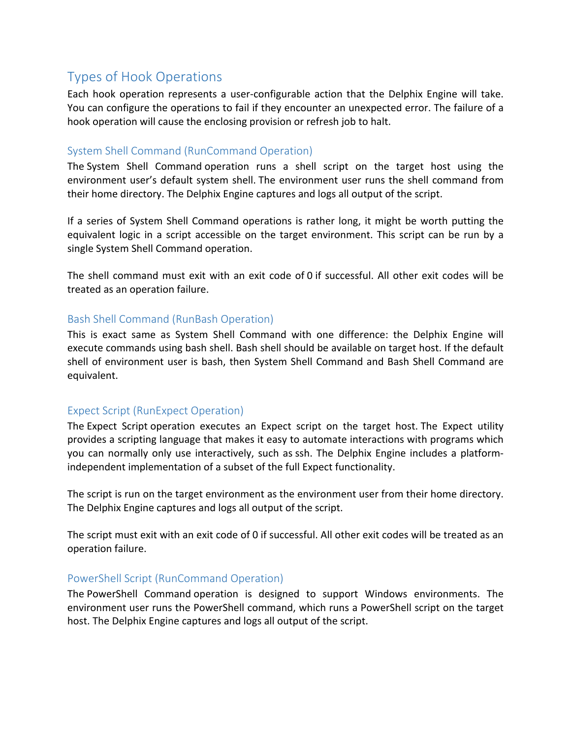## Types of Hook Operations

Each hook operation represents a user-configurable action that the Delphix Engine will take. You can configure the operations to fail if they encounter an unexpected error. The failure of a hook operation will cause the enclosing provision or refresh job to halt.

### System Shell Command (RunCommand Operation)

The System Shell Command operation runs a shell script on the target host using the environment user's default system shell. The environment user runs the shell command from their home directory. The Delphix Engine captures and logs all output of the script.

If a series of System Shell Command operations is rather long, it might be worth putting the equivalent logic in a script accessible on the target environment. This script can be run by a single System Shell Command operation.

The shell command must exit with an exit code of 0 if successful. All other exit codes will be treated as an operation failure.

### Bash Shell Command (RunBash Operation)

This is exact same as System Shell Command with one difference: the Delphix Engine will execute commands using bash shell. Bash shell should be available on target host. If the default shell of environment user is bash, then System Shell Command and Bash Shell Command are equivalent.

### Expect Script (RunExpect Operation)

The Expect Script operation executes an Expect script on the target host. The Expect utility provides a scripting language that makes it easy to automate interactions with programs which you can normally only use interactively, such as ssh. The Delphix Engine includes a platform-independent implementation of a subset of the full Expect functionality.

The script is run on the target environment as the environment user from their home directory. The Delphix Engine captures and logs all output of the script.

The script must exit with an exit code of 0 if successful. All other exit codes will be treated as an operation failure.

### PowerShell Script (RunCommand Operation)

The PowerShell Command operation is designed to support Windows environments. The environment user runs the PowerShell command, which runs a PowerShell script on the target host. The Delphix Engine captures and logs all output of the script.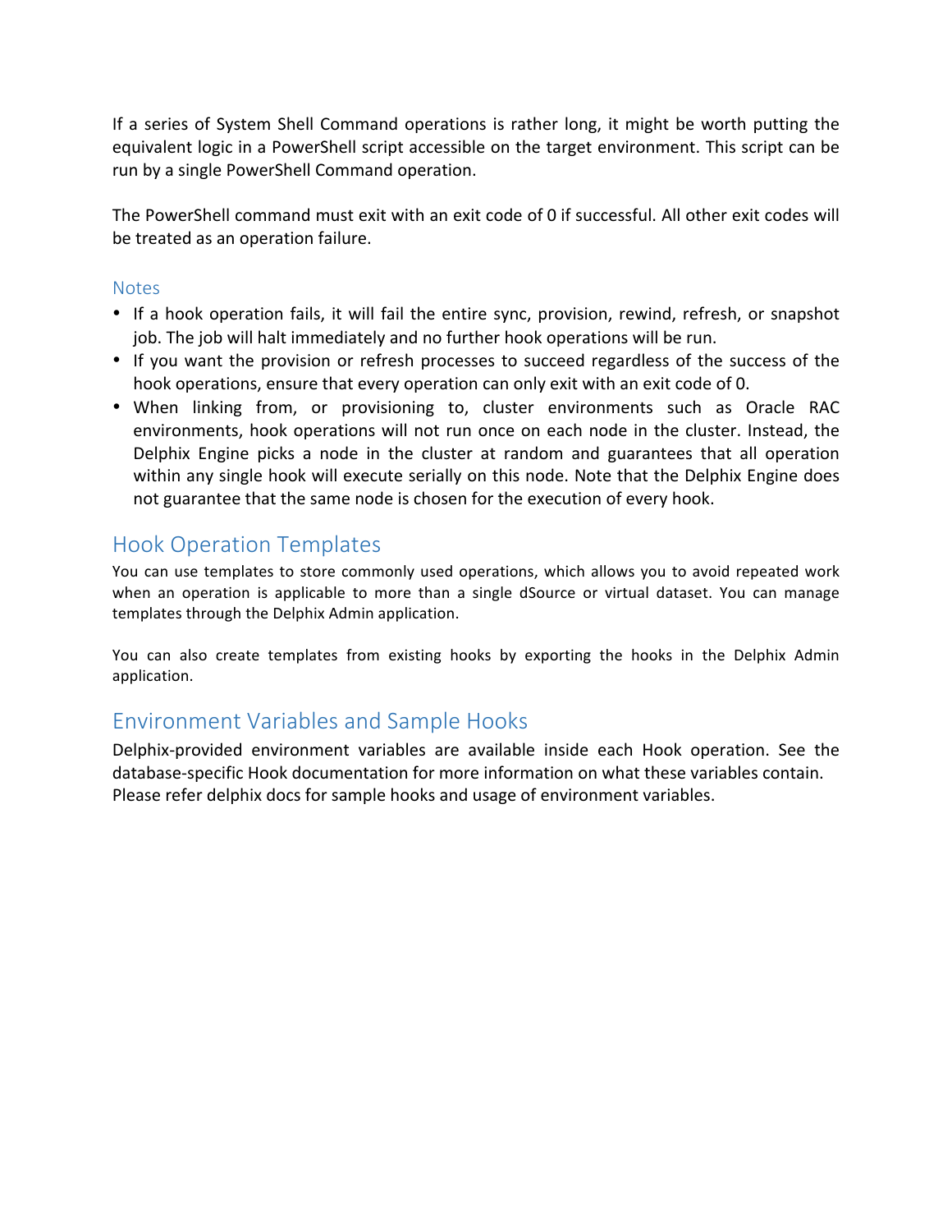If a series of System Shell Command operations is rather long, it might be worth putting the equivalent logic in a PowerShell script accessible on the target environment. This script can be run by a single PowerShell Command operation.

The PowerShell command must exit with an exit code of 0 if successful. All other exit codes will be treated as an operation failure.

### Notes

- If a hook operation fails, it will fail the entire sync, provision, rewind, refresh, or snapshot job. The job will halt immediately and no further hook operations will be run.
- If you want the provision or refresh processes to succeed regardless of the success of the hook operations, ensure that every operation can only exit with an exit code of 0.
- When linking from, or provisioning to, cluster environments such as Oracle RAC environments, hook operations will not run once on each node in the cluster. Instead, the Delphix Engine picks a node in the cluster at random and guarantees that all operation within any single hook will execute serially on this node. Note that the Delphix Engine does not guarantee that the same node is chosen for the execution of every hook.

## Hook Operation Templates

You can use templates to store commonly used operations, which allows you to avoid repeated work when an operation is applicable to more than a single dSource or virtual dataset. You can manage templates through the Delphix Admin application.

You can also create templates from existing hooks by exporting the hooks in the Delphix Admin application.

## Environment Variables and Sample Hooks

Delphix-provided environment variables are available inside each Hook operation. See the database-specific Hook documentation for more information on what these variables contain. Please refer delphix docs for sample hooks and usage of environment variables.